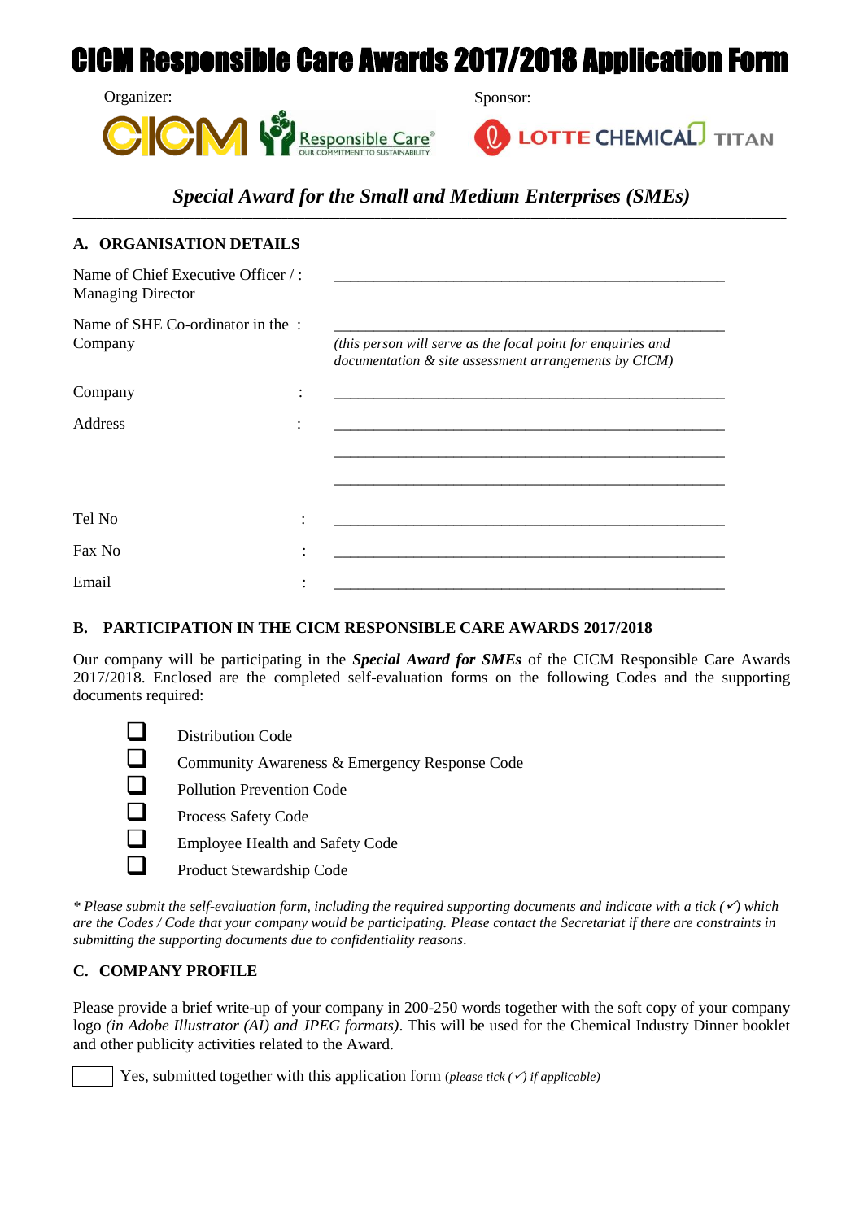# CICM Responsible Care Awards 2017/2018 Application Form

Organizer: Sponsor:

CICM Responsible Care® OUR COMMITMENT TO SUSTAINABILITY LOTTE CHEMICAL TITAN

## *Special Award for the Small and Medium Enterprises (SMEs)*

---

### A. ORGANISATION DETAILS

Name of Chief Executive Officer / Managing Director : \_\_\_\_\_\_\_\_\_\_\_\_\_\_\_\_\_\_\_\_\_\_\_\_\_\_\_\_\_\_\_\_\_\_\_\_\_\_\_\_\_\_\_\_

Name of SHE Co-ordinator in the Company : \_\_\_\_\_\_\_\_\_\_\_\_\_\_\_\_\_\_\_\_\_\_\_\_\_\_\_\_\_\_\_\_\_\_\_\_\_\_\_\_\_\_\_\_
*(this person will serve as the focal point for enquiries and documentation & site assessment arrangements by CICM)*

Company : \_\_\_\_\_\_\_\_\_\_\_\_\_\_\_\_\_\_\_\_\_\_\_\_\_\_\_\_\_\_\_\_\_\_\_\_\_\_\_\_\_\_\_\_

Address : \_\_\_\_\_\_\_\_\_\_\_\_\_\_\_\_\_\_\_\_\_\_\_\_\_\_\_\_\_\_\_\_\_\_\_\_\_\_\_\_\_\_\_\_
\_\_\_\_\_\_\_\_\_\_\_\_\_\_\_\_\_\_\_\_\_\_\_\_\_\_\_\_\_\_\_\_\_\_\_\_\_\_\_\_\_\_\_\_
\_\_\_\_\_\_\_\_\_\_\_\_\_\_\_\_\_\_\_\_\_\_\_\_\_\_\_\_\_\_\_\_\_\_\_\_\_\_\_\_\_\_\_\_

Tel No : \_\_\_\_\_\_\_\_\_\_\_\_\_\_\_\_\_\_\_\_\_\_\_\_\_\_\_\_\_\_\_\_\_\_\_\_\_\_\_\_\_\_\_\_

Fax No : \_\_\_\_\_\_\_\_\_\_\_\_\_\_\_\_\_\_\_\_\_\_\_\_\_\_\_\_\_\_\_\_\_\_\_\_\_\_\_\_\_\_\_\_

Email : \_\_\_\_\_\_\_\_\_\_\_\_\_\_\_\_\_\_\_\_\_\_\_\_\_\_\_\_\_\_\_\_\_\_\_\_\_\_\_\_\_\_\_\_

### B. PARTICIPATION IN THE CICM RESPONSIBLE CARE AWARDS 2017/2018

Our company will be participating in the ***Special Award for SMEs*** of the CICM Responsible Care Awards 2017/2018. Enclosed are the completed self-evaluation forms on the following Codes and the supporting documents required:

- ☐ Distribution Code
- ☐ Community Awareness & Emergency Response Code
- ☐ Pollution Prevention Code
- ☐ Process Safety Code
- ☐ Employee Health and Safety Code
- ☐ Product Stewardship Code

*\* Please submit the self-evaluation form, including the required supporting documents and indicate with a tick (✓) which are the Codes / Code that your company would be participating. Please contact the Secretariat if there are constraints in submitting the supporting documents due to confidentiality reasons.*

### C. COMPANY PROFILE

Please provide a brief write-up of your company in 200-250 words together with the soft copy of your company logo *(in Adobe Illustrator (AI) and JPEG formats)*. This will be used for the Chemical Industry Dinner booklet and other publicity activities related to the Award.

☐ Yes, submitted together with this application form *(please tick (✓) if applicable)*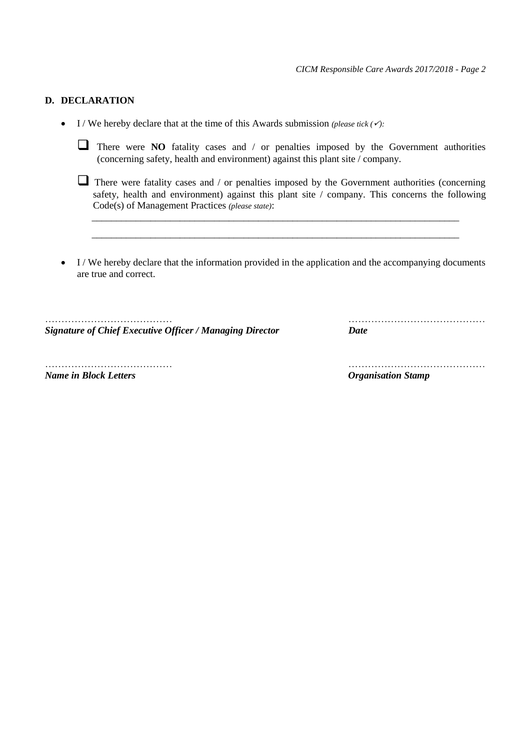## D. DECLARATION

- I / We hereby declare that at the time of this Awards submission *(please tick (✓)):*

  ❑ There were **NO** fatality cases and / or penalties imposed by the Government authorities (concerning safety, health and environment) against this plant site / company.

  ❑ There were fatality cases and / or penalties imposed by the Government authorities (concerning safety, health and environment) against this plant site / company. This concerns the following Code(s) of Management Practices *(please state)*:

  ______________________________________________________________________________

  ______________________________________________________________________________

- I / We hereby declare that the information provided in the application and the accompanying documents are true and correct.

| | |
|---|---|
| ………………………………… | …………………………………… |
| ***Signature of Chief Executive Officer / Managing Director*** | ***Date*** |
| ………………………………… | …………………………………… |
| ***Name in Block Letters*** | ***Organisation Stamp*** |